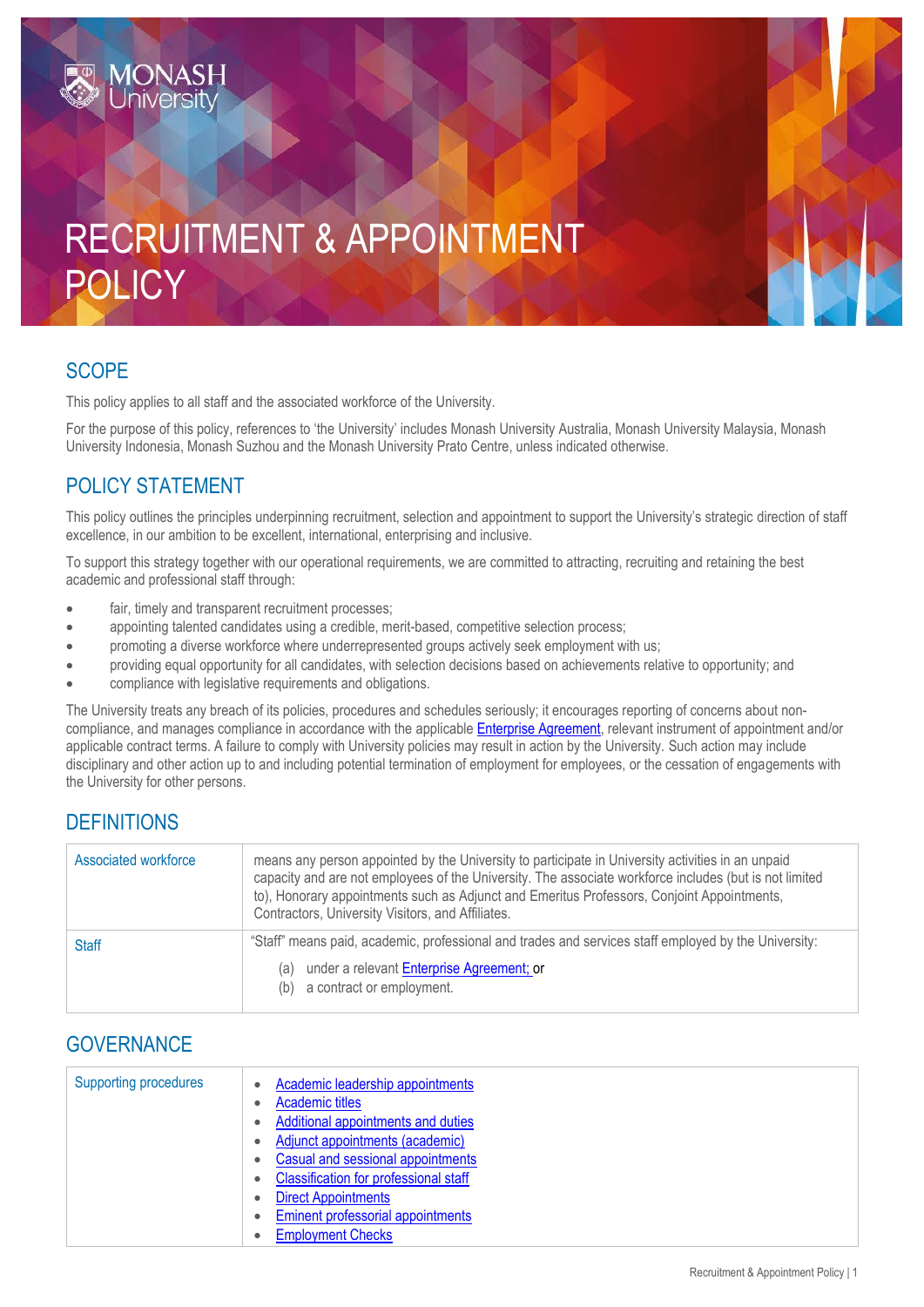# RECRUITMENT & APPOINTMENT POLICY

## SCOPE

This policy applies to all staff and the associated workforce of the University.

For the purpose of this policy, references to 'the University' includes Monash University Australia, Monash University Malaysia, Monash University Indonesia, Monash Suzhou and the Monash University Prato Centre, unless indicated otherwise.

## POLICY STATEMENT

This policy outlines the principles underpinning recruitment, selection and appointment to support the University's strategic direction of staff excellence, in our ambition to be excellent, international, enterprising and inclusive.

To support this strategy together with our operational requirements, we are committed to attracting, recruiting and retaining the best academic and professional staff through:

- fair, timely and transparent recruitment processes;
- appointing talented candidates using a credible, merit-based, competitive selection process;
- promoting a diverse workforce where underrepresented groups actively seek employment with us;
- providing equal opportunity for all candidates, with selection decisions based on achievements relative to opportunity; and
- compliance with legislative requirements and obligations.

The University treats any breach of its policies, procedures and schedules seriously; it encourages reporting of concerns about non-compliance, and manages compliance in accordance with the applicable Enterprise Agreement, relevant instrument of appointment and/or applicable contract terms. A failure to comply with University policies may result in action by the University. Such action may include disciplinary and other action up to and including potential termination of employment for employees, or the cessation of engagements with the University for other persons.

## DEFINITIONS

| | |
|---|---|
| Associated workforce | means any person appointed by the University to participate in University activities in an unpaid capacity and are not employees of the University. The associate workforce includes (but is not limited to), Honorary appointments such as Adjunct and Emeritus Professors, Conjoint Appointments, Contractors, University Visitors, and Affiliates. |
| Staff | "Staff" means paid, academic, professional and trades and services staff employed by the University: (a) under a relevant Enterprise Agreement; or (b) a contract or employment. |

## GOVERNANCE

| | |
|---|---|
| Supporting procedures | • Academic leadership appointments<br>• Academic titles<br>• Additional appointments and duties<br>• Adjunct appointments (academic)<br>• Casual and sessional appointments<br>• Classification for professional staff<br>• Direct Appointments<br>• Eminent professorial appointments<br>• Employment Checks |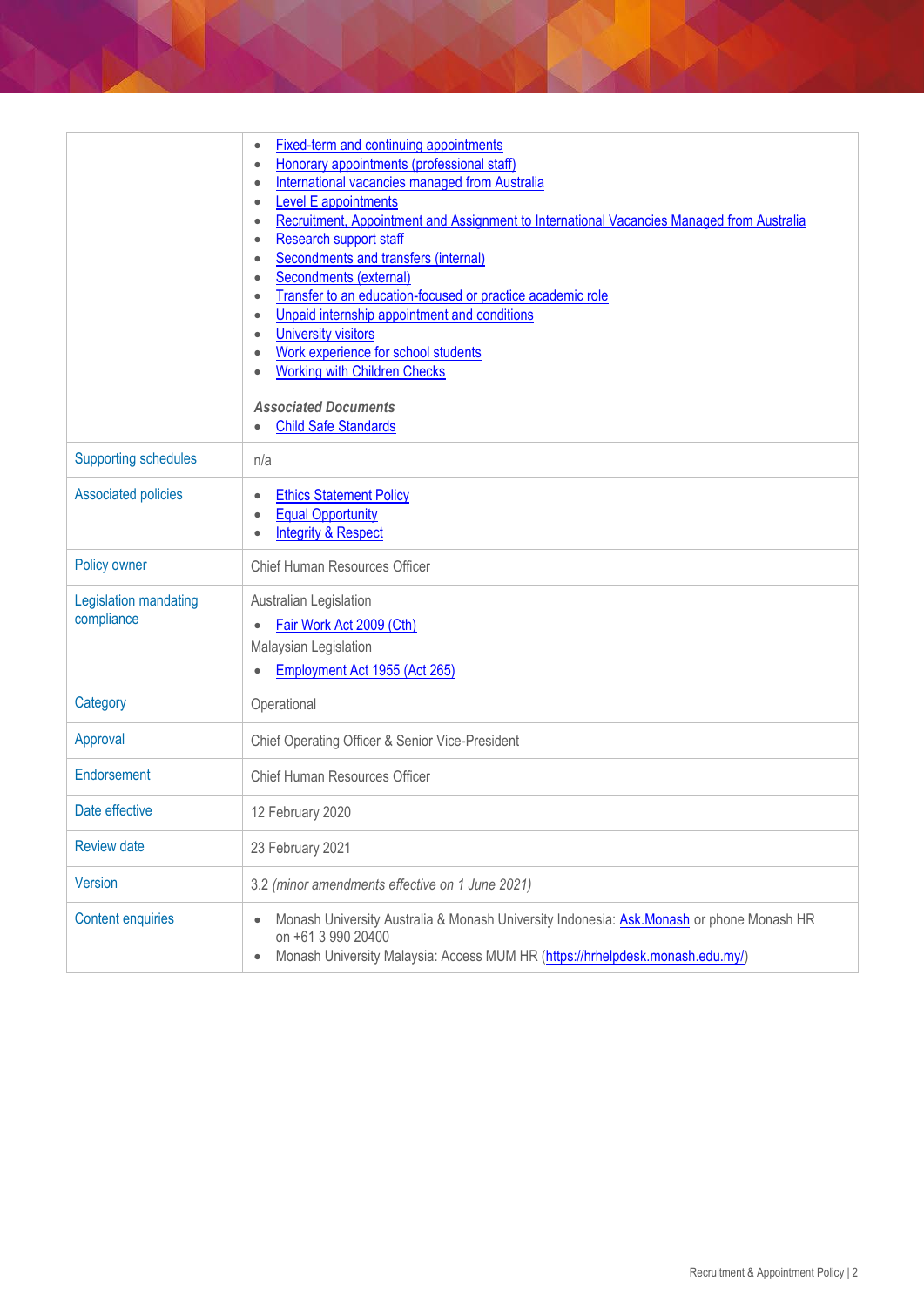| | |
|---|---|
| | • Fixed-term and continuing appointments<br>• Honorary appointments (professional staff)<br>• International vacancies managed from Australia<br>• Level E appointments<br>• Recruitment, Appointment and Assignment to International Vacancies Managed from Australia<br>• Research support staff<br>• Secondments and transfers (internal)<br>• Secondments (external)<br>• Transfer to an education-focused or practice academic role<br>• Unpaid internship appointment and conditions<br>• University visitors<br>• Work experience for school students<br>• Working with Children Checks<br><br>***Associated Documents***<br>• Child Safe Standards |
| Supporting schedules | n/a |
| Associated policies | • Ethics Statement Policy<br>• Equal Opportunity<br>• Integrity & Respect |
| Policy owner | Chief Human Resources Officer |
| Legislation mandating compliance | Australian Legislation<br>• Fair Work Act 2009 (Cth)<br>Malaysian Legislation<br>• Employment Act 1955 (Act 265) |
| Category | Operational |
| Approval | Chief Operating Officer & Senior Vice-President |
| Endorsement | Chief Human Resources Officer |
| Date effective | 12 February 2020 |
| Review date | 23 February 2021 |
| Version | 3.2 *(minor amendments effective on 1 June 2021)* |
| Content enquiries | • Monash University Australia & Monash University Indonesia: Ask.Monash or phone Monash HR on +61 3 990 20400<br>• Monash University Malaysia: Access MUM HR (https://hrhelpdesk.monash.edu.my/) |